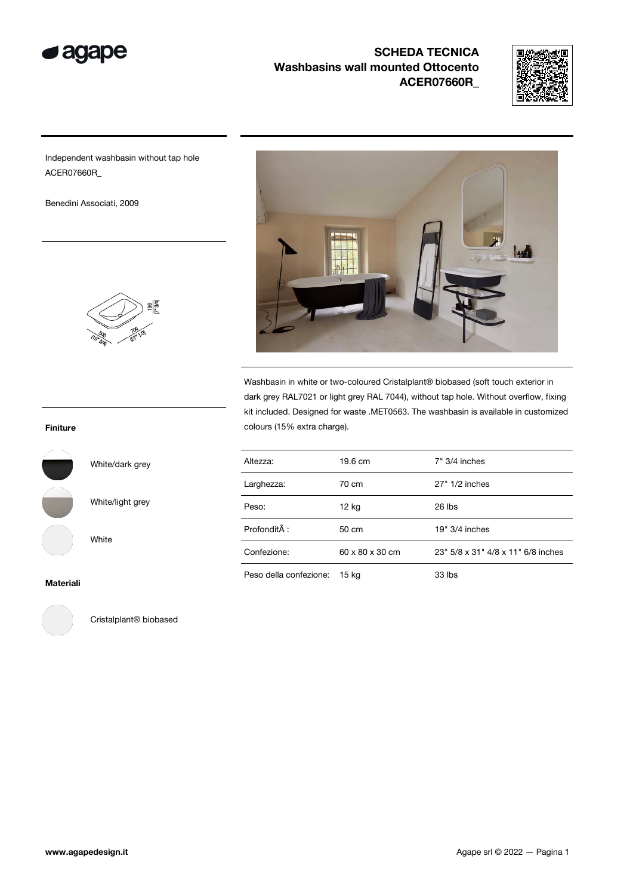# SCHEDA TECNICA
## Washbasins wall mounted Ottocento
## ACER07660R_

Independent washbasin without tap hole
ACER07660R_

Benedini Associati, 2009

Washbasin in white or two-coloured Cristalplant® biobased (soft touch exterior in dark grey RAL7021 or light grey RAL 7044), without tap hole. Without overflow, fixing kit included. Designed for waste .MET0563. The washbasin is available in customized colours (15% extra charge).

| | | |
|---|---|---|
| Altezza: | 19.6 cm | 7" 3/4 inches |
| Larghezza: | 70 cm | 27" 1/2 inches |
| Peso: | 12 kg | 26 lbs |
| ProfonditÃ : | 50 cm | 19" 3/4 inches |
| Confezione: | 60 x 80 x 30 cm | 23" 5/8 x 31" 4/8 x 11" 6/8 inches |
| Peso della confezione: | 15 kg | 33 lbs |

**Finiture**

White/dark grey

White/light grey

White

**Materiali**

Cristalplant® biobased

www.agapedesign.it

Agape srl © 2022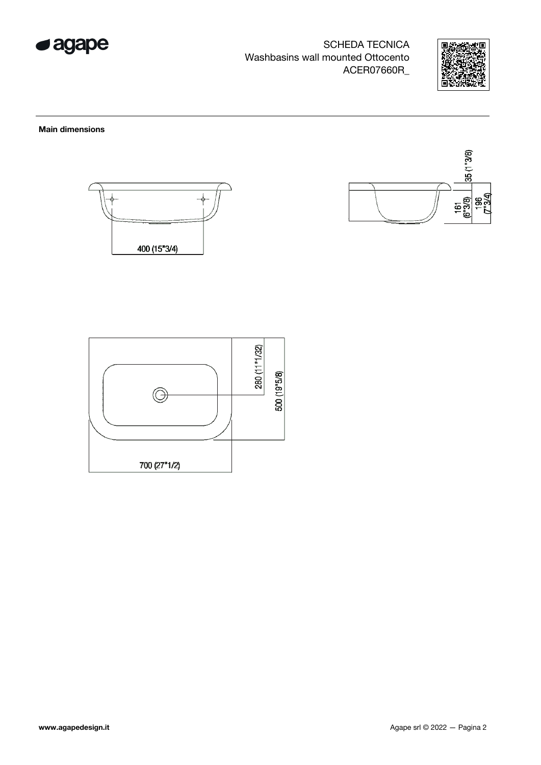SCHEDA TECNICA
Washbasins wall mounted Ottocento
ACER07660R_

**Main dimensions**

400 (15"3/4)

35 (1"3/8)

161 (6"3/8)

196 (7"3/4)

280 (11"1/32)

500 (19"5/8)

700 (27"1/2)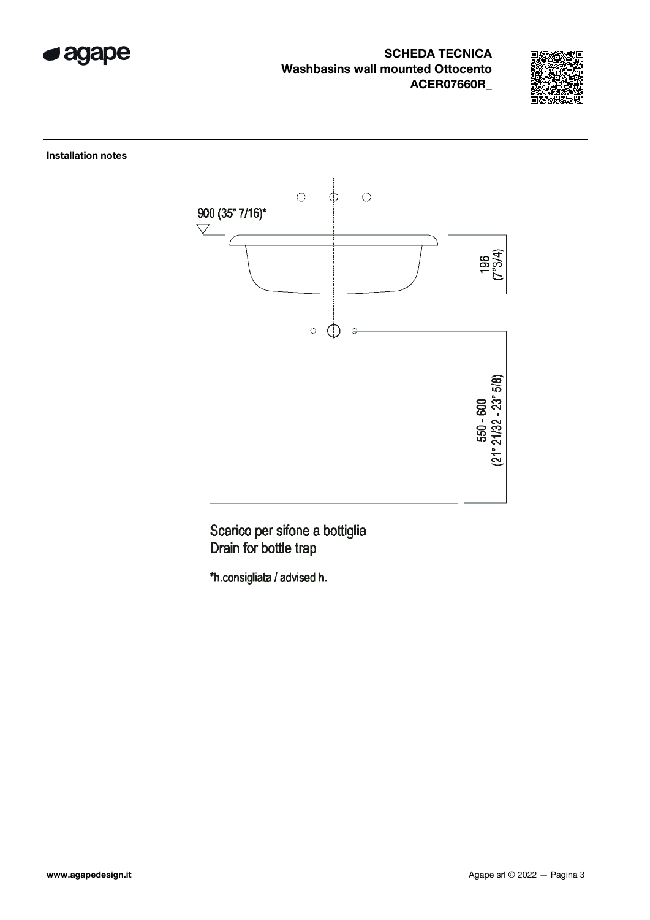**SCHEDA TECNICA**
**Washbasins wall mounted Ottocento**
**ACER07660R_**

**Installation notes**

900 (35" 7/16)*

196 (7"3/4)

550 - 600 (21" 21/32 - 23" 5/8)

Scarico per sifone a bottiglia
Drain for bottle trap

*h.consigliata / advised h.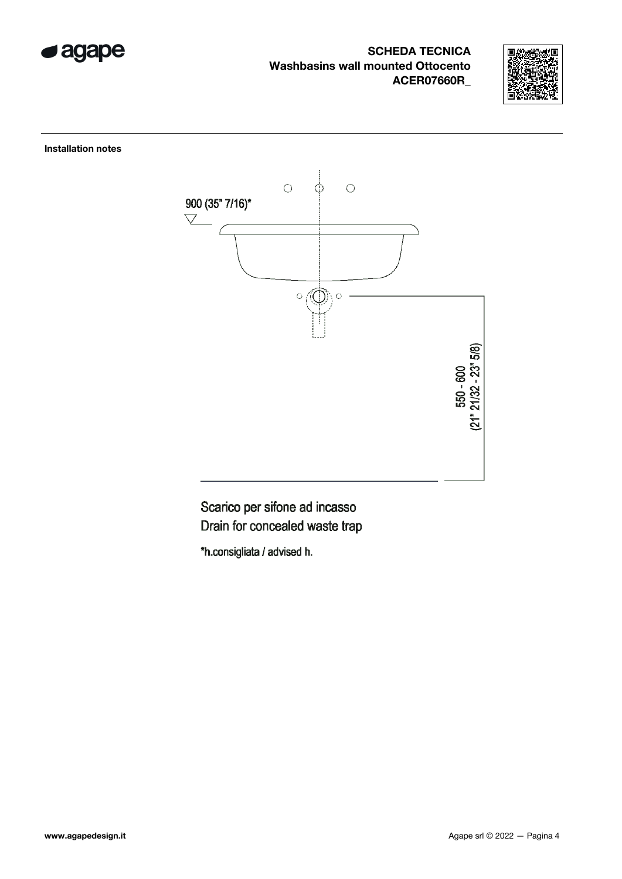**SCHEDA TECNICA**
**Washbasins wall mounted Ottocento**
**ACER07660R_**

**Installation notes**

900 (35" 7/16)*

550 - 600
(21" 21/32 - 23" 5/8)

Scarico per sifone ad incasso
Drain for concealed waste trap

*h.consigliata / advised h.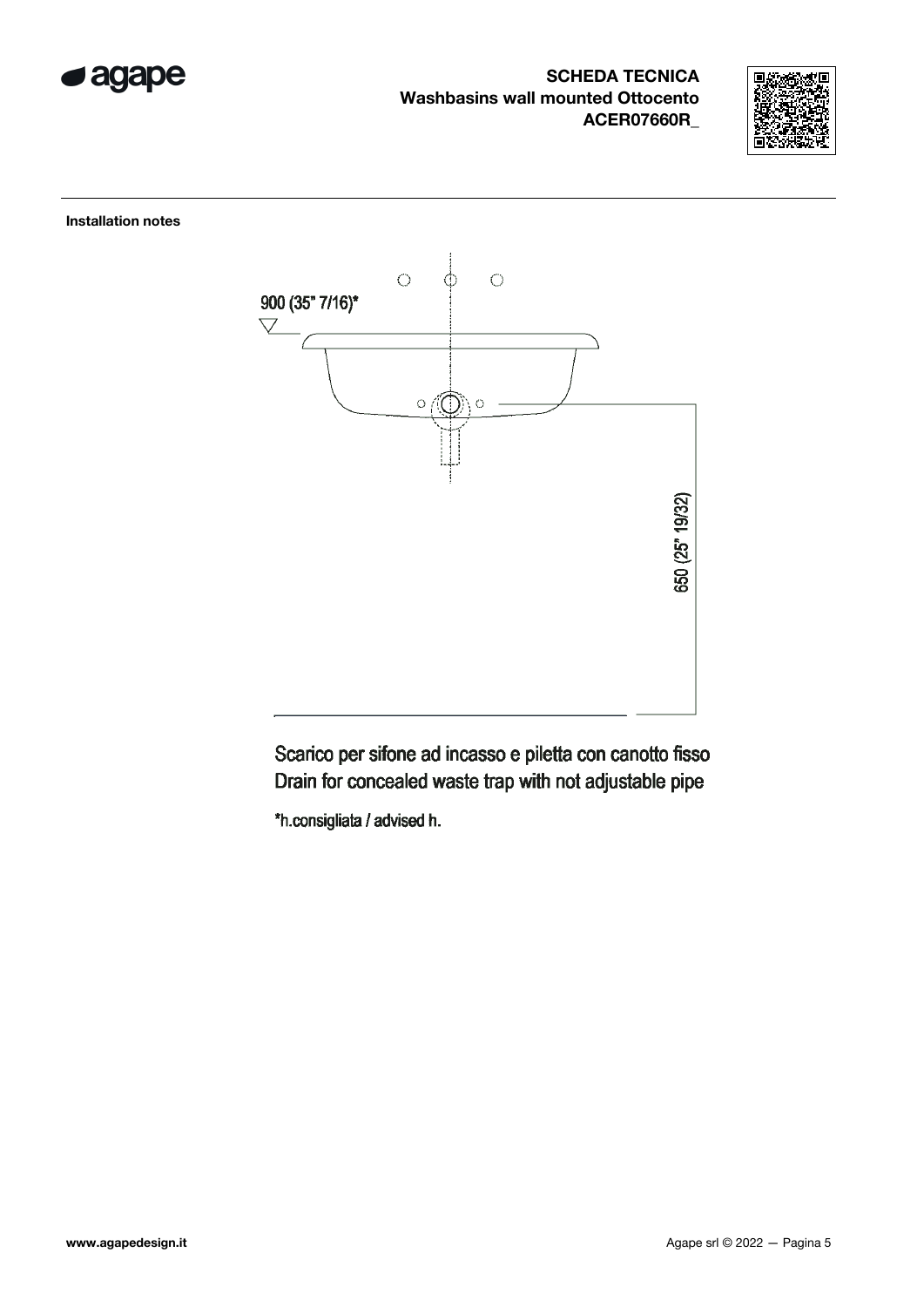**SCHEDA TECNICA**
**Washbasins wall mounted Ottocento**
**ACER07660R_**

**Installation notes**

900 (35" 7/16)*

650 (25" 19/32)

Scarico per sifone ad incasso e piletta con canotto fisso
Drain for concealed waste trap with not adjustable pipe

*h.consigliata / advised h.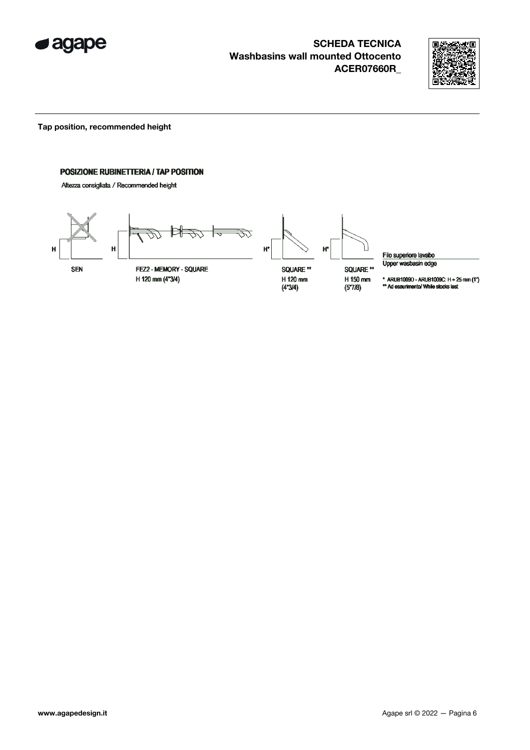Tap position, recommended height

POSIZIONE RUBINETTERIA / TAP POSITION

Altezza consigliata / Recommended height

H

SEN

H

FEZ2 - MEMORY - SQUARE
H 120 mm (4"3/4)

H*

SQUARE **
H 120 mm
(4"3/4)

H*

SQUARE **
H 150 mm
(5"7/8)

Filo superiore lavabo
Upper wasbasin edge

* ARUB1009D - ARUB1009C: H + 25 mm (1")
** Ad esaurimento/ While stocks last